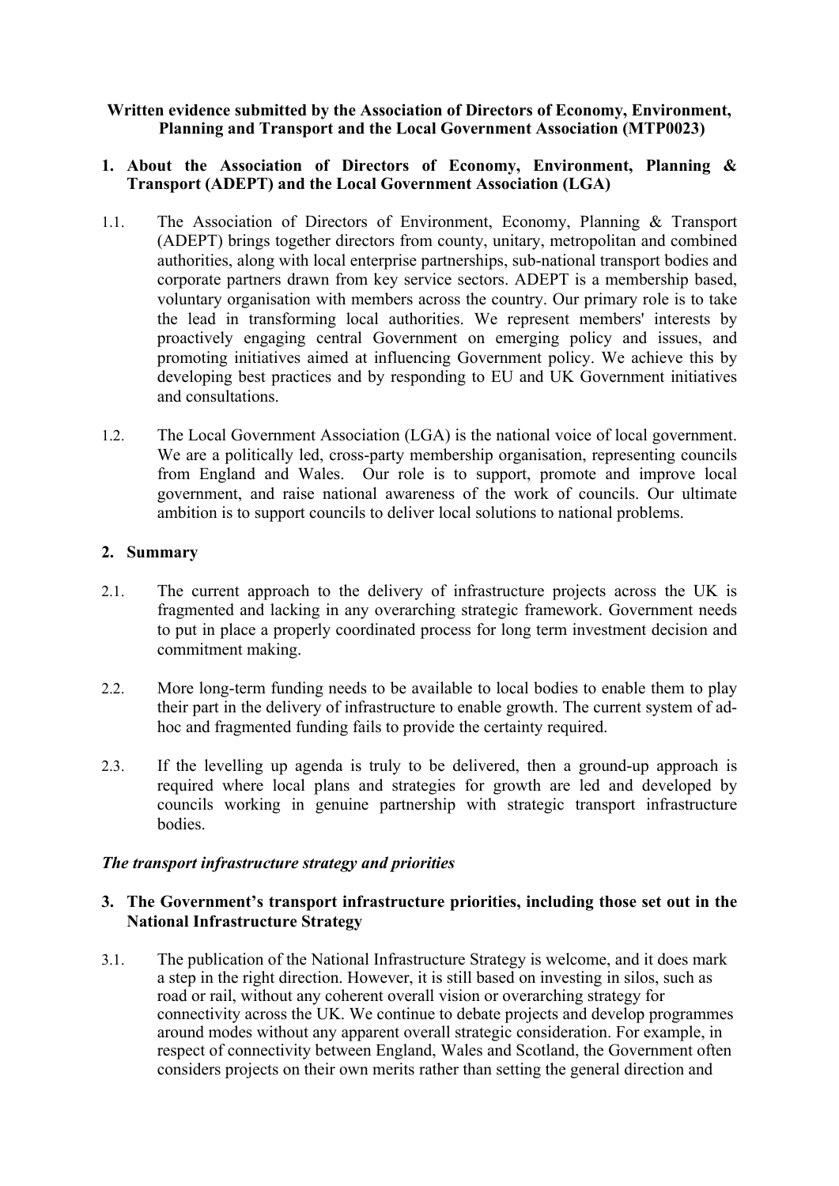**Written evidence submitted by the Association of Directors of Economy, Environment, Planning and Transport and the Local Government Association (MTP0023)**

## 1. About the Association of Directors of Economy, Environment, Planning & Transport (ADEPT) and the Local Government Association (LGA)

1.1. The Association of Directors of Environment, Economy, Planning & Transport (ADEPT) brings together directors from county, unitary, metropolitan and combined authorities, along with local enterprise partnerships, sub-national transport bodies and corporate partners drawn from key service sectors. ADEPT is a membership based, voluntary organisation with members across the country. Our primary role is to take the lead in transforming local authorities. We represent members' interests by proactively engaging central Government on emerging policy and issues, and promoting initiatives aimed at influencing Government policy. We achieve this by developing best practices and by responding to EU and UK Government initiatives and consultations.

1.2. The Local Government Association (LGA) is the national voice of local government. We are a politically led, cross-party membership organisation, representing councils from England and Wales. Our role is to support, promote and improve local government, and raise national awareness of the work of councils. Our ultimate ambition is to support councils to deliver local solutions to national problems.

## 2. Summary

2.1. The current approach to the delivery of infrastructure projects across the UK is fragmented and lacking in any overarching strategic framework. Government needs to put in place a properly coordinated process for long term investment decision and commitment making.

2.2. More long-term funding needs to be available to local bodies to enable them to play their part in the delivery of infrastructure to enable growth. The current system of ad-hoc and fragmented funding fails to provide the certainty required.

2.3. If the levelling up agenda is truly to be delivered, then a ground-up approach is required where local plans and strategies for growth are led and developed by councils working in genuine partnership with strategic transport infrastructure bodies.

***The transport infrastructure strategy and priorities***

## 3. The Government's transport infrastructure priorities, including those set out in the National Infrastructure Strategy

3.1. The publication of the National Infrastructure Strategy is welcome, and it does mark a step in the right direction. However, it is still based on investing in silos, such as road or rail, without any coherent overall vision or overarching strategy for connectivity across the UK. We continue to debate projects and develop programmes around modes without any apparent overall strategic consideration. For example, in respect of connectivity between England, Wales and Scotland, the Government often considers projects on their own merits rather than setting the general direction and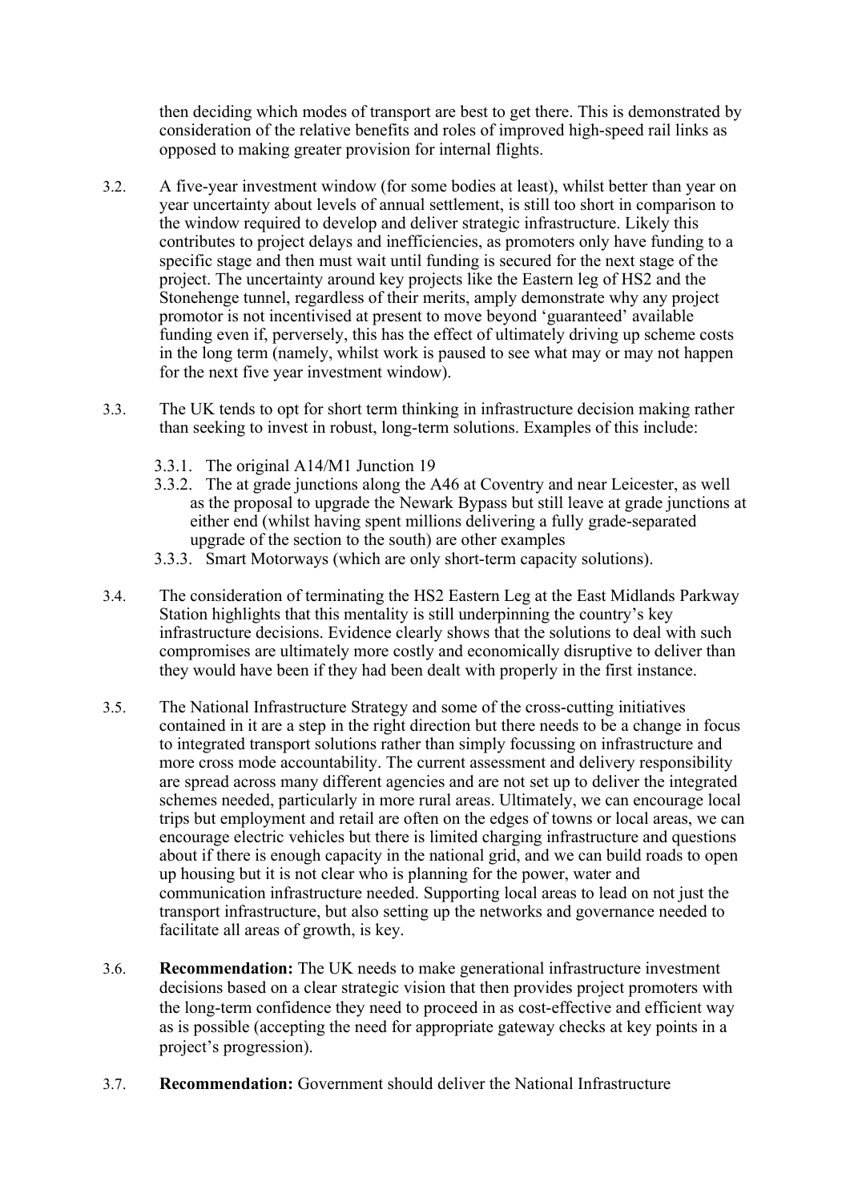then deciding which modes of transport are best to get there. This is demonstrated by consideration of the relative benefits and roles of improved high-speed rail links as opposed to making greater provision for internal flights.

3.2. A five-year investment window (for some bodies at least), whilst better than year on year uncertainty about levels of annual settlement, is still too short in comparison to the window required to develop and deliver strategic infrastructure. Likely this contributes to project delays and inefficiencies, as promoters only have funding to a specific stage and then must wait until funding is secured for the next stage of the project. The uncertainty around key projects like the Eastern leg of HS2 and the Stonehenge tunnel, regardless of their merits, amply demonstrate why any project promotor is not incentivised at present to move beyond 'guaranteed' available funding even if, perversely, this has the effect of ultimately driving up scheme costs in the long term (namely, whilst work is paused to see what may or may not happen for the next five year investment window).

3.3. The UK tends to opt for short term thinking in infrastructure decision making rather than seeking to invest in robust, long-term solutions. Examples of this include:

- 3.3.1. The original A14/M1 Junction 19
- 3.3.2. The at grade junctions along the A46 at Coventry and near Leicester, as well as the proposal to upgrade the Newark Bypass but still leave at grade junctions at either end (whilst having spent millions delivering a fully grade-separated upgrade of the section to the south) are other examples
- 3.3.3. Smart Motorways (which are only short-term capacity solutions).

3.4. The consideration of terminating the HS2 Eastern Leg at the East Midlands Parkway Station highlights that this mentality is still underpinning the country's key infrastructure decisions. Evidence clearly shows that the solutions to deal with such compromises are ultimately more costly and economically disruptive to deliver than they would have been if they had been dealt with properly in the first instance.

3.5. The National Infrastructure Strategy and some of the cross-cutting initiatives contained in it are a step in the right direction but there needs to be a change in focus to integrated transport solutions rather than simply focussing on infrastructure and more cross mode accountability. The current assessment and delivery responsibility are spread across many different agencies and are not set up to deliver the integrated schemes needed, particularly in more rural areas. Ultimately, we can encourage local trips but employment and retail are often on the edges of towns or local areas, we can encourage electric vehicles but there is limited charging infrastructure and questions about if there is enough capacity in the national grid, and we can build roads to open up housing but it is not clear who is planning for the power, water and communication infrastructure needed. Supporting local areas to lead on not just the transport infrastructure, but also setting up the networks and governance needed to facilitate all areas of growth, is key.

3.6. **Recommendation:** The UK needs to make generational infrastructure investment decisions based on a clear strategic vision that then provides project promoters with the long-term confidence they need to proceed in as cost-effective and efficient way as is possible (accepting the need for appropriate gateway checks at key points in a project's progression).

3.7. **Recommendation:** Government should deliver the National Infrastructure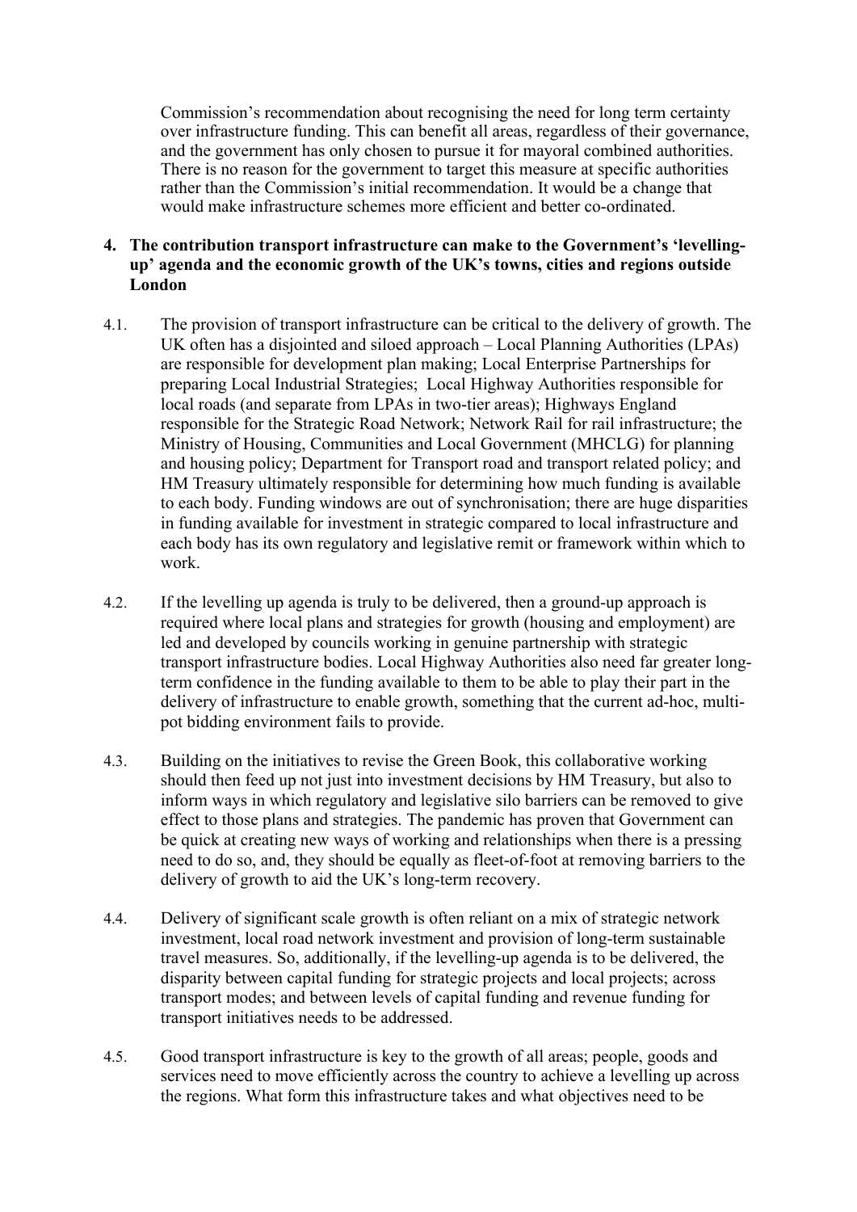Commission's recommendation about recognising the need for long term certainty over infrastructure funding. This can benefit all areas, regardless of their governance, and the government has only chosen to pursue it for mayoral combined authorities. There is no reason for the government to target this measure at specific authorities rather than the Commission's initial recommendation. It would be a change that would make infrastructure schemes more efficient and better co-ordinated.

**4. The contribution transport infrastructure can make to the Government's 'levelling-up' agenda and the economic growth of the UK's towns, cities and regions outside London**

4.1. The provision of transport infrastructure can be critical to the delivery of growth. The UK often has a disjointed and siloed approach – Local Planning Authorities (LPAs) are responsible for development plan making; Local Enterprise Partnerships for preparing Local Industrial Strategies; Local Highway Authorities responsible for local roads (and separate from LPAs in two-tier areas); Highways England responsible for the Strategic Road Network; Network Rail for rail infrastructure; the Ministry of Housing, Communities and Local Government (MHCLG) for planning and housing policy; Department for Transport road and transport related policy; and HM Treasury ultimately responsible for determining how much funding is available to each body. Funding windows are out of synchronisation; there are huge disparities in funding available for investment in strategic compared to local infrastructure and each body has its own regulatory and legislative remit or framework within which to work.

4.2. If the levelling up agenda is truly to be delivered, then a ground-up approach is required where local plans and strategies for growth (housing and employment) are led and developed by councils working in genuine partnership with strategic transport infrastructure bodies. Local Highway Authorities also need far greater long-term confidence in the funding available to them to be able to play their part in the delivery of infrastructure to enable growth, something that the current ad-hoc, multi-pot bidding environment fails to provide.

4.3. Building on the initiatives to revise the Green Book, this collaborative working should then feed up not just into investment decisions by HM Treasury, but also to inform ways in which regulatory and legislative silo barriers can be removed to give effect to those plans and strategies. The pandemic has proven that Government can be quick at creating new ways of working and relationships when there is a pressing need to do so, and, they should be equally as fleet-of-foot at removing barriers to the delivery of growth to aid the UK's long-term recovery.

4.4. Delivery of significant scale growth is often reliant on a mix of strategic network investment, local road network investment and provision of long-term sustainable travel measures. So, additionally, if the levelling-up agenda is to be delivered, the disparity between capital funding for strategic projects and local projects; across transport modes; and between levels of capital funding and revenue funding for transport initiatives needs to be addressed.

4.5. Good transport infrastructure is key to the growth of all areas; people, goods and services need to move efficiently across the country to achieve a levelling up across the regions. What form this infrastructure takes and what objectives need to be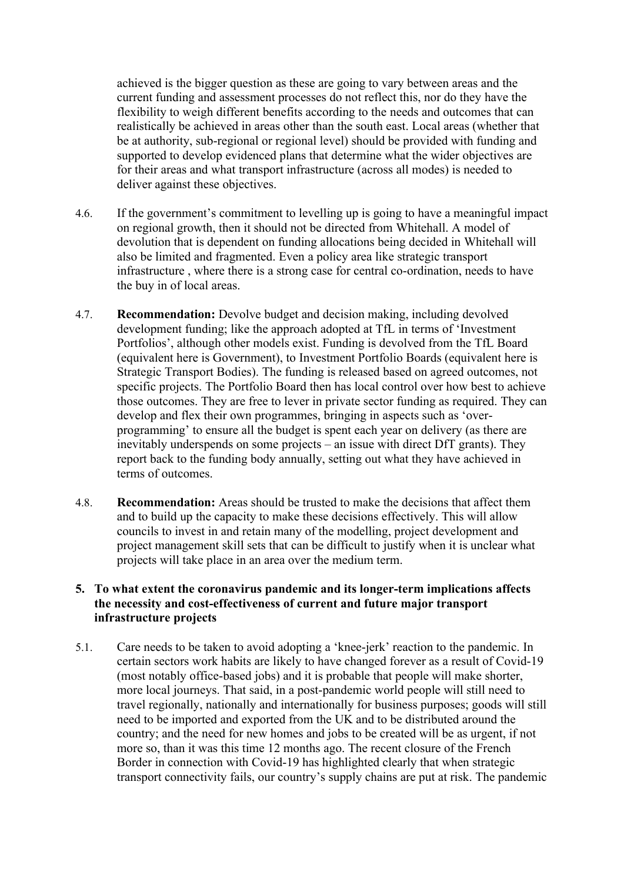achieved is the bigger question as these are going to vary between areas and the current funding and assessment processes do not reflect this, nor do they have the flexibility to weigh different benefits according to the needs and outcomes that can realistically be achieved in areas other than the south east. Local areas (whether that be at authority, sub-regional or regional level) should be provided with funding and supported to develop evidenced plans that determine what the wider objectives are for their areas and what transport infrastructure (across all modes) is needed to deliver against these objectives.

4.6. If the government's commitment to levelling up is going to have a meaningful impact on regional growth, then it should not be directed from Whitehall. A model of devolution that is dependent on funding allocations being decided in Whitehall will also be limited and fragmented. Even a policy area like strategic transport infrastructure , where there is a strong case for central co-ordination, needs to have the buy in of local areas.

4.7. **Recommendation:** Devolve budget and decision making, including devolved development funding; like the approach adopted at TfL in terms of 'Investment Portfolios', although other models exist. Funding is devolved from the TfL Board (equivalent here is Government), to Investment Portfolio Boards (equivalent here is Strategic Transport Bodies). The funding is released based on agreed outcomes, not specific projects. The Portfolio Board then has local control over how best to achieve those outcomes. They are free to lever in private sector funding as required. They can develop and flex their own programmes, bringing in aspects such as 'over-programming' to ensure all the budget is spent each year on delivery (as there are inevitably underspends on some projects – an issue with direct DfT grants). They report back to the funding body annually, setting out what they have achieved in terms of outcomes.

4.8. **Recommendation:** Areas should be trusted to make the decisions that affect them and to build up the capacity to make these decisions effectively. This will allow councils to invest in and retain many of the modelling, project development and project management skill sets that can be difficult to justify when it is unclear what projects will take place in an area over the medium term.

**5. To what extent the coronavirus pandemic and its longer-term implications affects the necessity and cost-effectiveness of current and future major transport infrastructure projects**

5.1. Care needs to be taken to avoid adopting a 'knee-jerk' reaction to the pandemic. In certain sectors work habits are likely to have changed forever as a result of Covid-19 (most notably office-based jobs) and it is probable that people will make shorter, more local journeys. That said, in a post-pandemic world people will still need to travel regionally, nationally and internationally for business purposes; goods will still need to be imported and exported from the UK and to be distributed around the country; and the need for new homes and jobs to be created will be as urgent, if not more so, than it was this time 12 months ago. The recent closure of the French Border in connection with Covid-19 has highlighted clearly that when strategic transport connectivity fails, our country's supply chains are put at risk. The pandemic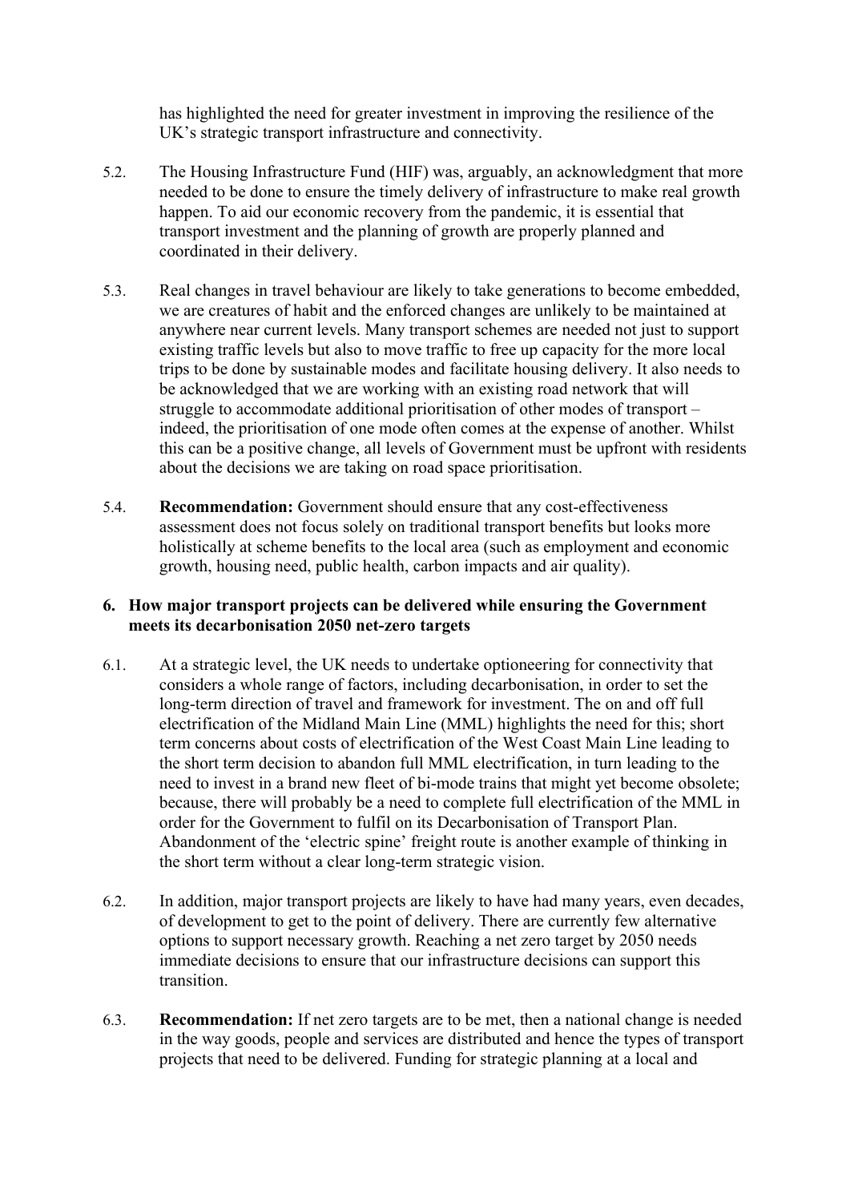has highlighted the need for greater investment in improving the resilience of the UK's strategic transport infrastructure and connectivity.

5.2. The Housing Infrastructure Fund (HIF) was, arguably, an acknowledgment that more needed to be done to ensure the timely delivery of infrastructure to make real growth happen. To aid our economic recovery from the pandemic, it is essential that transport investment and the planning of growth are properly planned and coordinated in their delivery.

5.3. Real changes in travel behaviour are likely to take generations to become embedded, we are creatures of habit and the enforced changes are unlikely to be maintained at anywhere near current levels. Many transport schemes are needed not just to support existing traffic levels but also to move traffic to free up capacity for the more local trips to be done by sustainable modes and facilitate housing delivery. It also needs to be acknowledged that we are working with an existing road network that will struggle to accommodate additional prioritisation of other modes of transport – indeed, the prioritisation of one mode often comes at the expense of another. Whilst this can be a positive change, all levels of Government must be upfront with residents about the decisions we are taking on road space prioritisation.

5.4. **Recommendation:** Government should ensure that any cost-effectiveness assessment does not focus solely on traditional transport benefits but looks more holistically at scheme benefits to the local area (such as employment and economic growth, housing need, public health, carbon impacts and air quality).

## 6. How major transport projects can be delivered while ensuring the Government meets its decarbonisation 2050 net-zero targets

6.1. At a strategic level, the UK needs to undertake optioneering for connectivity that considers a whole range of factors, including decarbonisation, in order to set the long-term direction of travel and framework for investment. The on and off full electrification of the Midland Main Line (MML) highlights the need for this; short term concerns about costs of electrification of the West Coast Main Line leading to the short term decision to abandon full MML electrification, in turn leading to the need to invest in a brand new fleet of bi-mode trains that might yet become obsolete; because, there will probably be a need to complete full electrification of the MML in order for the Government to fulfil on its Decarbonisation of Transport Plan. Abandonment of the 'electric spine' freight route is another example of thinking in the short term without a clear long-term strategic vision.

6.2. In addition, major transport projects are likely to have had many years, even decades, of development to get to the point of delivery. There are currently few alternative options to support necessary growth. Reaching a net zero target by 2050 needs immediate decisions to ensure that our infrastructure decisions can support this transition.

6.3. **Recommendation:** If net zero targets are to be met, then a national change is needed in the way goods, people and services are distributed and hence the types of transport projects that need to be delivered. Funding for strategic planning at a local and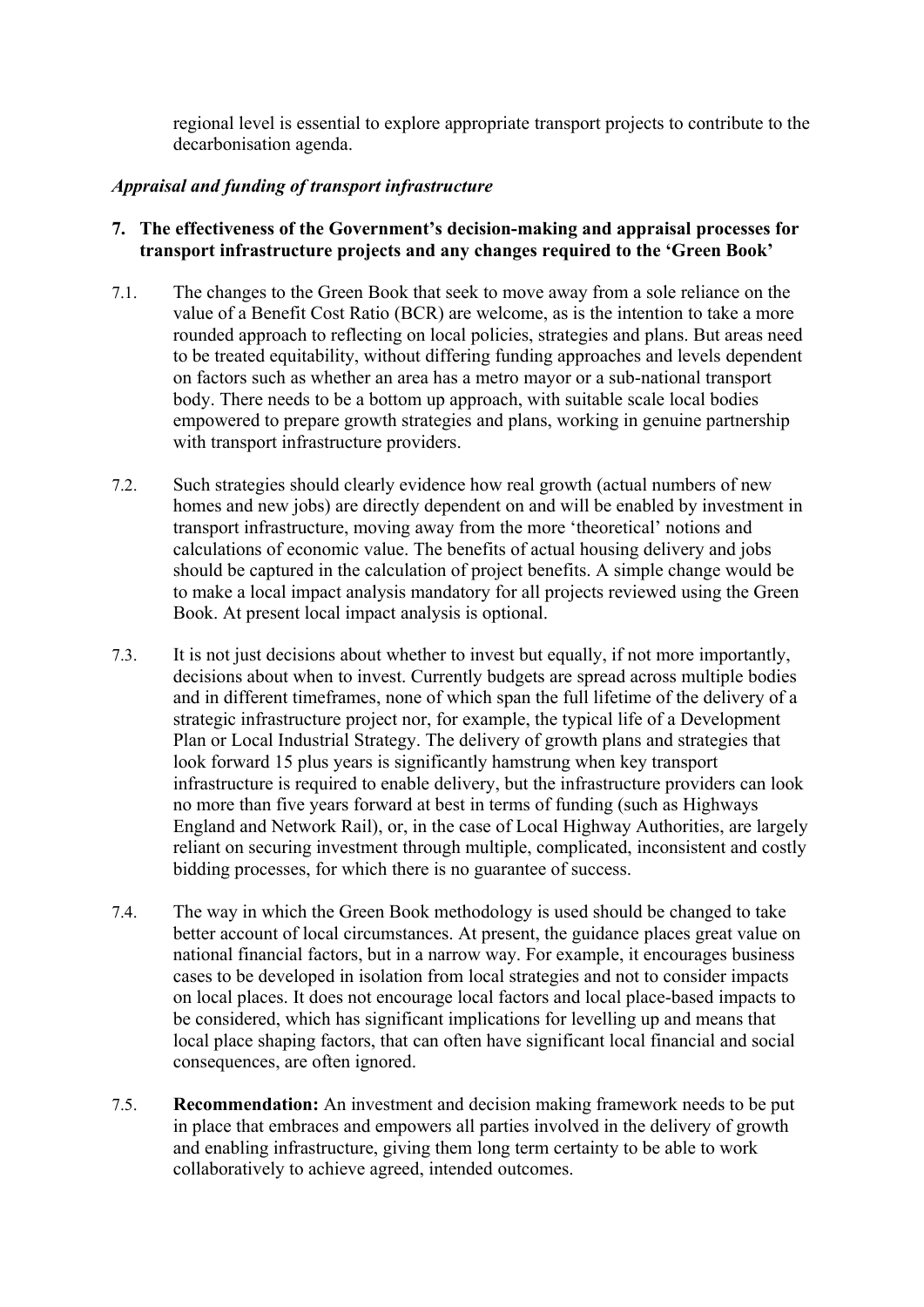regional level is essential to explore appropriate transport projects to contribute to the decarbonisation agenda.

*Appraisal and funding of transport infrastructure*

**7. The effectiveness of the Government's decision-making and appraisal processes for transport infrastructure projects and any changes required to the 'Green Book'**

7.1. The changes to the Green Book that seek to move away from a sole reliance on the value of a Benefit Cost Ratio (BCR) are welcome, as is the intention to take a more rounded approach to reflecting on local policies, strategies and plans. But areas need to be treated equitability, without differing funding approaches and levels dependent on factors such as whether an area has a metro mayor or a sub-national transport body. There needs to be a bottom up approach, with suitable scale local bodies empowered to prepare growth strategies and plans, working in genuine partnership with transport infrastructure providers.

7.2. Such strategies should clearly evidence how real growth (actual numbers of new homes and new jobs) are directly dependent on and will be enabled by investment in transport infrastructure, moving away from the more 'theoretical' notions and calculations of economic value. The benefits of actual housing delivery and jobs should be captured in the calculation of project benefits. A simple change would be to make a local impact analysis mandatory for all projects reviewed using the Green Book. At present local impact analysis is optional.

7.3. It is not just decisions about whether to invest but equally, if not more importantly, decisions about when to invest. Currently budgets are spread across multiple bodies and in different timeframes, none of which span the full lifetime of the delivery of a strategic infrastructure project nor, for example, the typical life of a Development Plan or Local Industrial Strategy. The delivery of growth plans and strategies that look forward 15 plus years is significantly hamstrung when key transport infrastructure is required to enable delivery, but the infrastructure providers can look no more than five years forward at best in terms of funding (such as Highways England and Network Rail), or, in the case of Local Highway Authorities, are largely reliant on securing investment through multiple, complicated, inconsistent and costly bidding processes, for which there is no guarantee of success.

7.4. The way in which the Green Book methodology is used should be changed to take better account of local circumstances. At present, the guidance places great value on national financial factors, but in a narrow way. For example, it encourages business cases to be developed in isolation from local strategies and not to consider impacts on local places. It does not encourage local factors and local place-based impacts to be considered, which has significant implications for levelling up and means that local place shaping factors, that can often have significant local financial and social consequences, are often ignored.

7.5. **Recommendation:** An investment and decision making framework needs to be put in place that embraces and empowers all parties involved in the delivery of growth and enabling infrastructure, giving them long term certainty to be able to work collaboratively to achieve agreed, intended outcomes.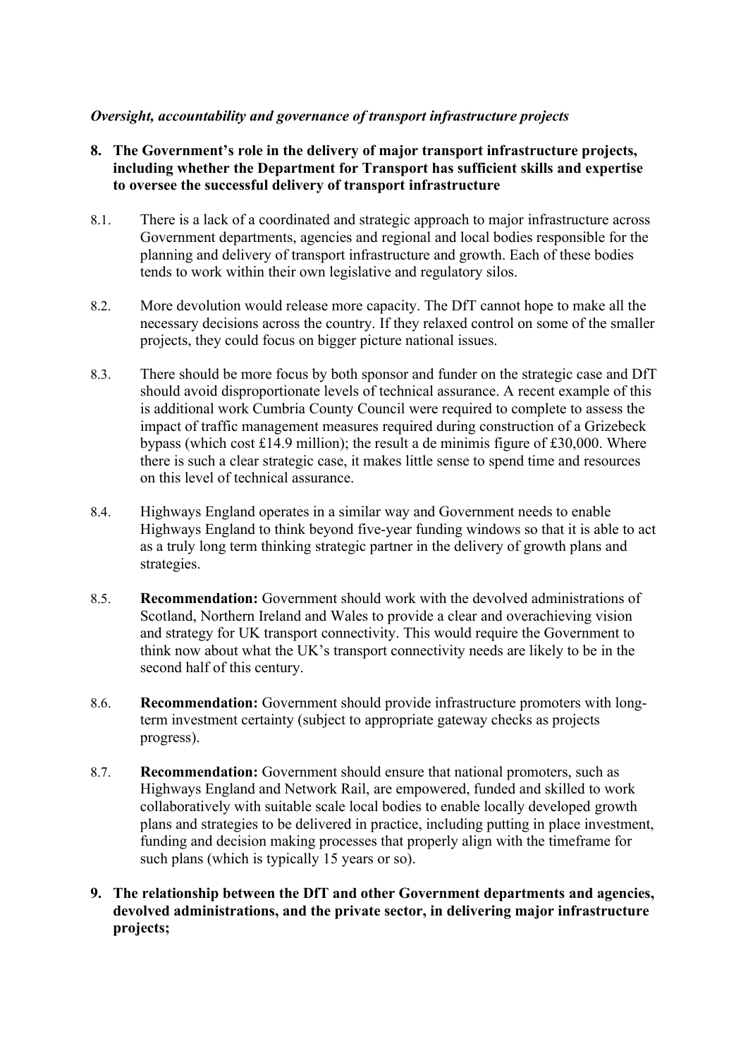*Oversight, accountability and governance of transport infrastructure projects*

**8. The Government's role in the delivery of major transport infrastructure projects, including whether the Department for Transport has sufficient skills and expertise to oversee the successful delivery of transport infrastructure**

8.1. There is a lack of a coordinated and strategic approach to major infrastructure across Government departments, agencies and regional and local bodies responsible for the planning and delivery of transport infrastructure and growth. Each of these bodies tends to work within their own legislative and regulatory silos.

8.2. More devolution would release more capacity. The DfT cannot hope to make all the necessary decisions across the country. If they relaxed control on some of the smaller projects, they could focus on bigger picture national issues.

8.3. There should be more focus by both sponsor and funder on the strategic case and DfT should avoid disproportionate levels of technical assurance. A recent example of this is additional work Cumbria County Council were required to complete to assess the impact of traffic management measures required during construction of a Grizebeck bypass (which cost £14.9 million); the result a de minimis figure of £30,000. Where there is such a clear strategic case, it makes little sense to spend time and resources on this level of technical assurance.

8.4. Highways England operates in a similar way and Government needs to enable Highways England to think beyond five-year funding windows so that it is able to act as a truly long term thinking strategic partner in the delivery of growth plans and strategies.

8.5. **Recommendation:** Government should work with the devolved administrations of Scotland, Northern Ireland and Wales to provide a clear and overachieving vision and strategy for UK transport connectivity. This would require the Government to think now about what the UK's transport connectivity needs are likely to be in the second half of this century.

8.6. **Recommendation:** Government should provide infrastructure promoters with long-term investment certainty (subject to appropriate gateway checks as projects progress).

8.7. **Recommendation:** Government should ensure that national promoters, such as Highways England and Network Rail, are empowered, funded and skilled to work collaboratively with suitable scale local bodies to enable locally developed growth plans and strategies to be delivered in practice, including putting in place investment, funding and decision making processes that properly align with the timeframe for such plans (which is typically 15 years or so).

**9. The relationship between the DfT and other Government departments and agencies, devolved administrations, and the private sector, in delivering major infrastructure projects;**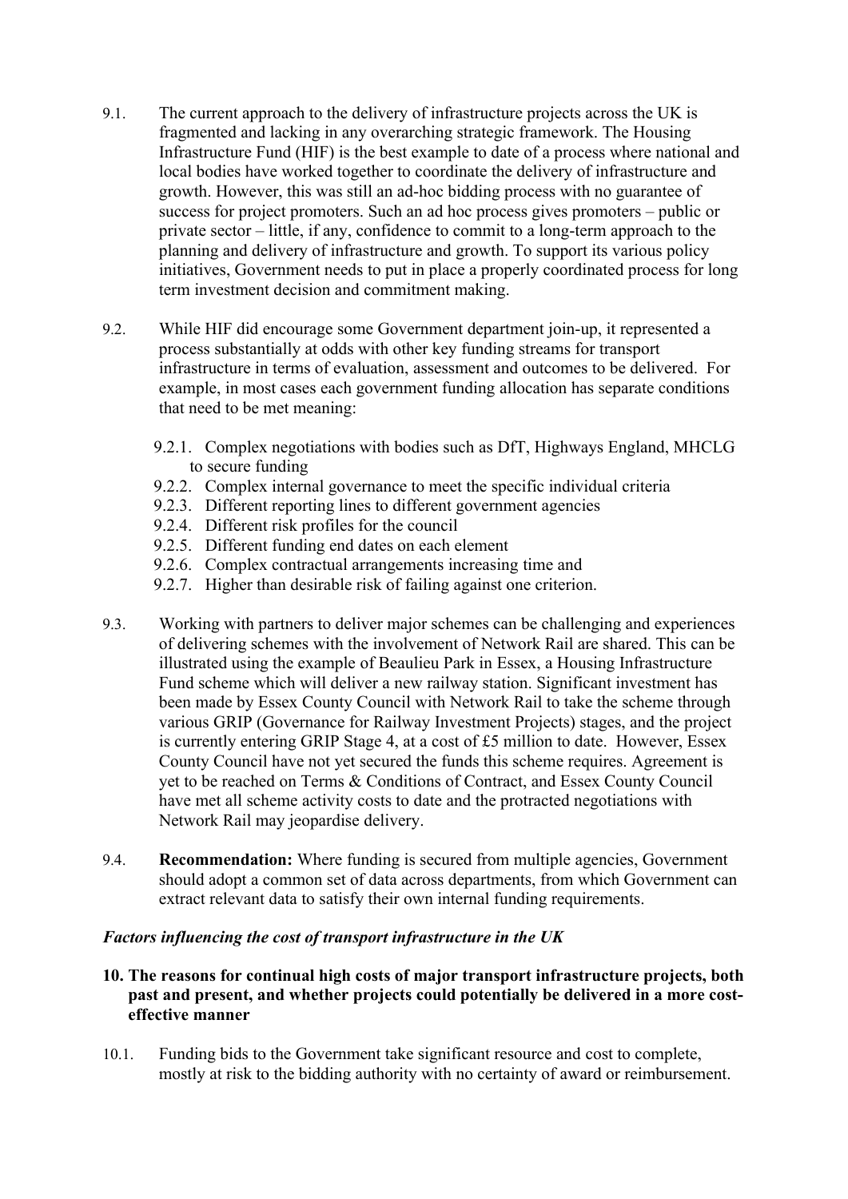9.1. The current approach to the delivery of infrastructure projects across the UK is fragmented and lacking in any overarching strategic framework. The Housing Infrastructure Fund (HIF) is the best example to date of a process where national and local bodies have worked together to coordinate the delivery of infrastructure and growth. However, this was still an ad-hoc bidding process with no guarantee of success for project promoters. Such an ad hoc process gives promoters – public or private sector – little, if any, confidence to commit to a long-term approach to the planning and delivery of infrastructure and growth. To support its various policy initiatives, Government needs to put in place a properly coordinated process for long term investment decision and commitment making.

9.2. While HIF did encourage some Government department join-up, it represented a process substantially at odds with other key funding streams for transport infrastructure in terms of evaluation, assessment and outcomes to be delivered. For example, in most cases each government funding allocation has separate conditions that need to be met meaning:

- 9.2.1. Complex negotiations with bodies such as DfT, Highways England, MHCLG to secure funding
- 9.2.2. Complex internal governance to meet the specific individual criteria
- 9.2.3. Different reporting lines to different government agencies
- 9.2.4. Different risk profiles for the council
- 9.2.5. Different funding end dates on each element
- 9.2.6. Complex contractual arrangements increasing time and
- 9.2.7. Higher than desirable risk of failing against one criterion.

9.3. Working with partners to deliver major schemes can be challenging and experiences of delivering schemes with the involvement of Network Rail are shared. This can be illustrated using the example of Beaulieu Park in Essex, a Housing Infrastructure Fund scheme which will deliver a new railway station. Significant investment has been made by Essex County Council with Network Rail to take the scheme through various GRIP (Governance for Railway Investment Projects) stages, and the project is currently entering GRIP Stage 4, at a cost of £5 million to date. However, Essex County Council have not yet secured the funds this scheme requires. Agreement is yet to be reached on Terms & Conditions of Contract, and Essex County Council have met all scheme activity costs to date and the protracted negotiations with Network Rail may jeopardise delivery.

9.4. **Recommendation:** Where funding is secured from multiple agencies, Government should adopt a common set of data across departments, from which Government can extract relevant data to satisfy their own internal funding requirements.

### *Factors influencing the cost of transport infrastructure in the UK*

**10. The reasons for continual high costs of major transport infrastructure projects, both past and present, and whether projects could potentially be delivered in a more cost-effective manner**

10.1. Funding bids to the Government take significant resource and cost to complete, mostly at risk to the bidding authority with no certainty of award or reimbursement.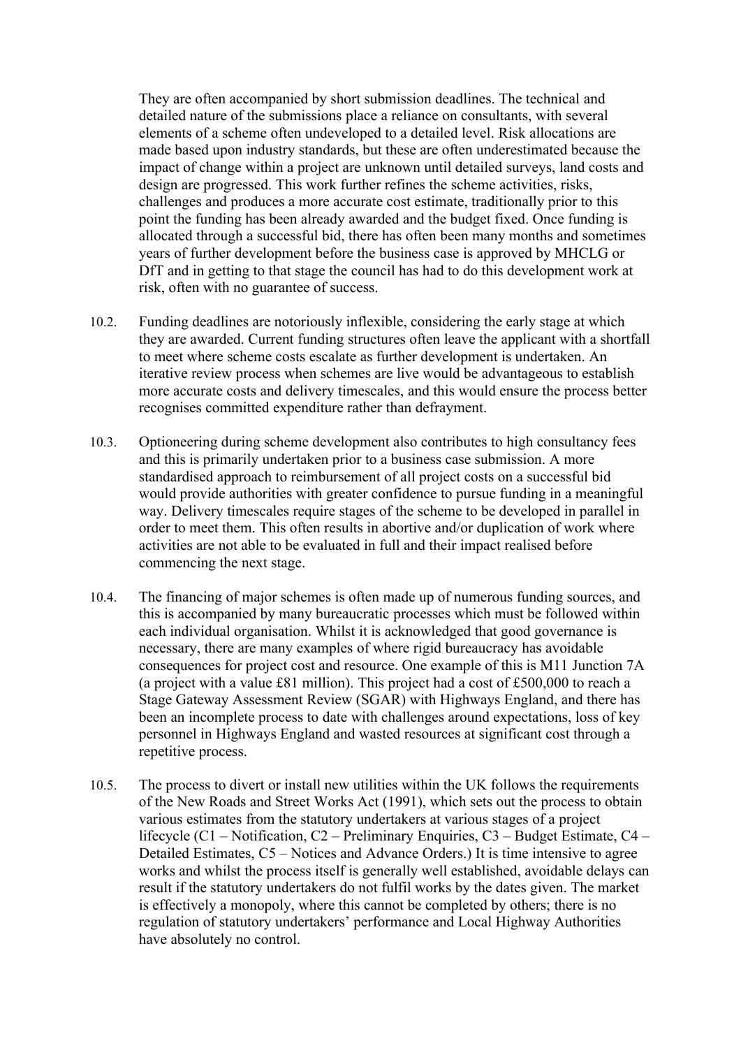They are often accompanied by short submission deadlines. The technical and detailed nature of the submissions place a reliance on consultants, with several elements of a scheme often undeveloped to a detailed level. Risk allocations are made based upon industry standards, but these are often underestimated because the impact of change within a project are unknown until detailed surveys, land costs and design are progressed. This work further refines the scheme activities, risks, challenges and produces a more accurate cost estimate, traditionally prior to this point the funding has been already awarded and the budget fixed. Once funding is allocated through a successful bid, there has often been many months and sometimes years of further development before the business case is approved by MHCLG or DfT and in getting to that stage the council has had to do this development work at risk, often with no guarantee of success.

10.2. Funding deadlines are notoriously inflexible, considering the early stage at which they are awarded. Current funding structures often leave the applicant with a shortfall to meet where scheme costs escalate as further development is undertaken. An iterative review process when schemes are live would be advantageous to establish more accurate costs and delivery timescales, and this would ensure the process better recognises committed expenditure rather than defrayment.

10.3. Optioneering during scheme development also contributes to high consultancy fees and this is primarily undertaken prior to a business case submission. A more standardised approach to reimbursement of all project costs on a successful bid would provide authorities with greater confidence to pursue funding in a meaningful way. Delivery timescales require stages of the scheme to be developed in parallel in order to meet them. This often results in abortive and/or duplication of work where activities are not able to be evaluated in full and their impact realised before commencing the next stage.

10.4. The financing of major schemes is often made up of numerous funding sources, and this is accompanied by many bureaucratic processes which must be followed within each individual organisation. Whilst it is acknowledged that good governance is necessary, there are many examples of where rigid bureaucracy has avoidable consequences for project cost and resource. One example of this is M11 Junction 7A (a project with a value £81 million). This project had a cost of £500,000 to reach a Stage Gateway Assessment Review (SGAR) with Highways England, and there has been an incomplete process to date with challenges around expectations, loss of key personnel in Highways England and wasted resources at significant cost through a repetitive process.

10.5. The process to divert or install new utilities within the UK follows the requirements of the New Roads and Street Works Act (1991), which sets out the process to obtain various estimates from the statutory undertakers at various stages of a project lifecycle (C1 – Notification, C2 – Preliminary Enquiries, C3 – Budget Estimate, C4 – Detailed Estimates, C5 – Notices and Advance Orders.) It is time intensive to agree works and whilst the process itself is generally well established, avoidable delays can result if the statutory undertakers do not fulfil works by the dates given. The market is effectively a monopoly, where this cannot be completed by others; there is no regulation of statutory undertakers' performance and Local Highway Authorities have absolutely no control.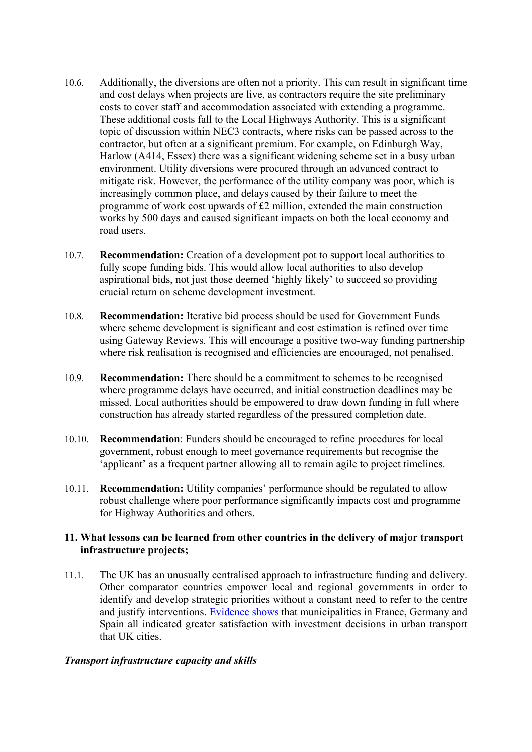10.6. Additionally, the diversions are often not a priority. This can result in significant time and cost delays when projects are live, as contractors require the site preliminary costs to cover staff and accommodation associated with extending a programme. These additional costs fall to the Local Highways Authority. This is a significant topic of discussion within NEC3 contracts, where risks can be passed across to the contractor, but often at a significant premium. For example, on Edinburgh Way, Harlow (A414, Essex) there was a significant widening scheme set in a busy urban environment. Utility diversions were procured through an advanced contract to mitigate risk. However, the performance of the utility company was poor, which is increasingly common place, and delays caused by their failure to meet the programme of work cost upwards of £2 million, extended the main construction works by 500 days and caused significant impacts on both the local economy and road users.

10.7. **Recommendation:** Creation of a development pot to support local authorities to fully scope funding bids. This would allow local authorities to also develop aspirational bids, not just those deemed 'highly likely' to succeed so providing crucial return on scheme development investment.

10.8. **Recommendation:** Iterative bid process should be used for Government Funds where scheme development is significant and cost estimation is refined over time using Gateway Reviews. This will encourage a positive two-way funding partnership where risk realisation is recognised and efficiencies are encouraged, not penalised.

10.9. **Recommendation:** There should be a commitment to schemes to be recognised where programme delays have occurred, and initial construction deadlines may be missed. Local authorities should be empowered to draw down funding in full where construction has already started regardless of the pressured completion date.

10.10. **Recommendation**: Funders should be encouraged to refine procedures for local government, robust enough to meet governance requirements but recognise the 'applicant' as a frequent partner allowing all to remain agile to project timelines.

10.11. **Recommendation:** Utility companies' performance should be regulated to allow robust challenge where poor performance significantly impacts cost and programme for Highway Authorities and others.

**11. What lessons can be learned from other countries in the delivery of major transport infrastructure projects;**

11.1. The UK has an unusually centralised approach to infrastructure funding and delivery. Other comparator countries empower local and regional governments in order to identify and develop strategic priorities without a constant need to refer to the centre and justify interventions. Evidence shows that municipalities in France, Germany and Spain all indicated greater satisfaction with investment decisions in urban transport that UK cities.

***Transport infrastructure capacity and skills***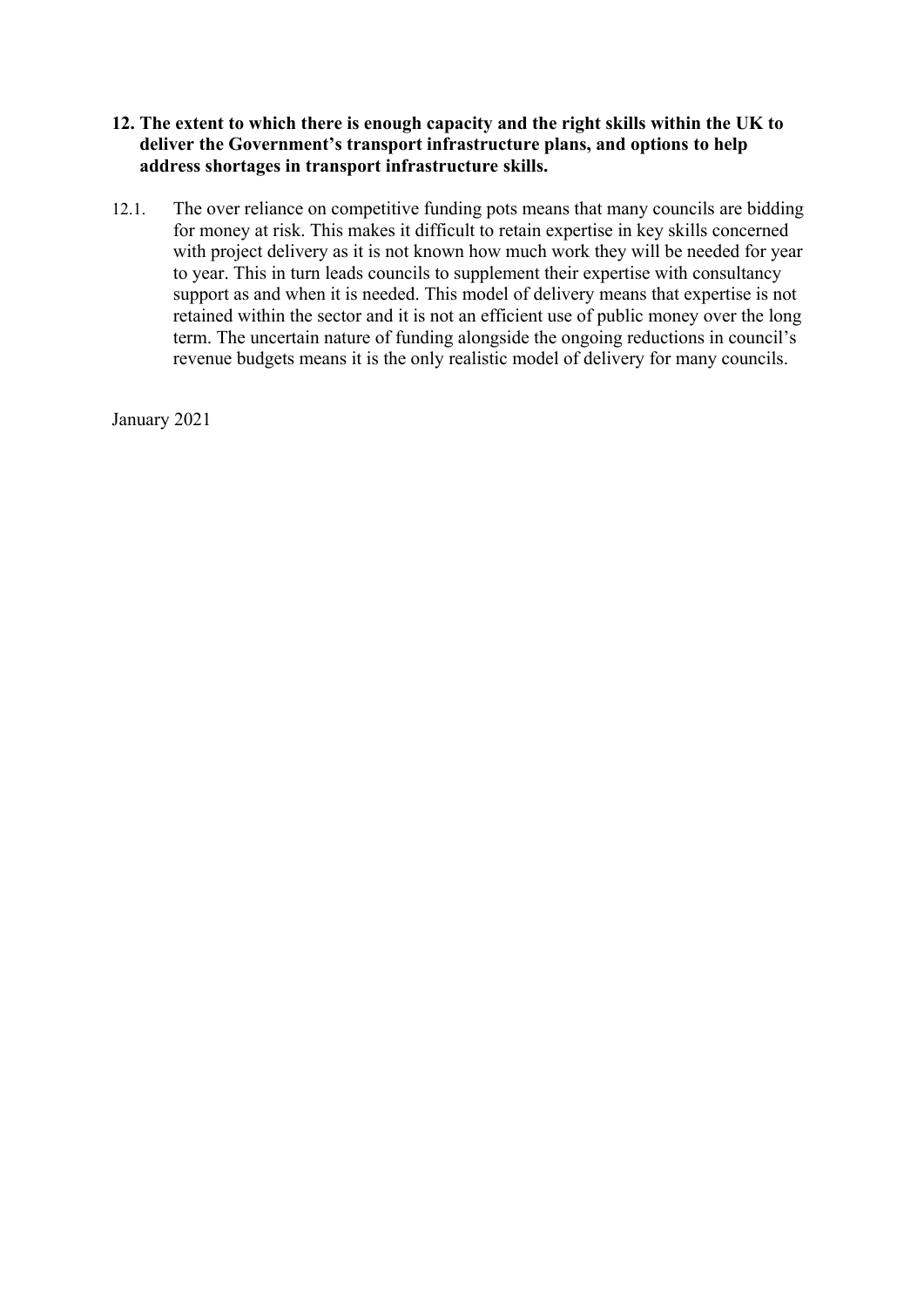**12. The extent to which there is enough capacity and the right skills within the UK to deliver the Government's transport infrastructure plans, and options to help address shortages in transport infrastructure skills.**

12.1. The over reliance on competitive funding pots means that many councils are bidding for money at risk. This makes it difficult to retain expertise in key skills concerned with project delivery as it is not known how much work they will be needed for year to year. This in turn leads councils to supplement their expertise with consultancy support as and when it is needed. This model of delivery means that expertise is not retained within the sector and it is not an efficient use of public money over the long term. The uncertain nature of funding alongside the ongoing reductions in council's revenue budgets means it is the only realistic model of delivery for many councils.

January 2021